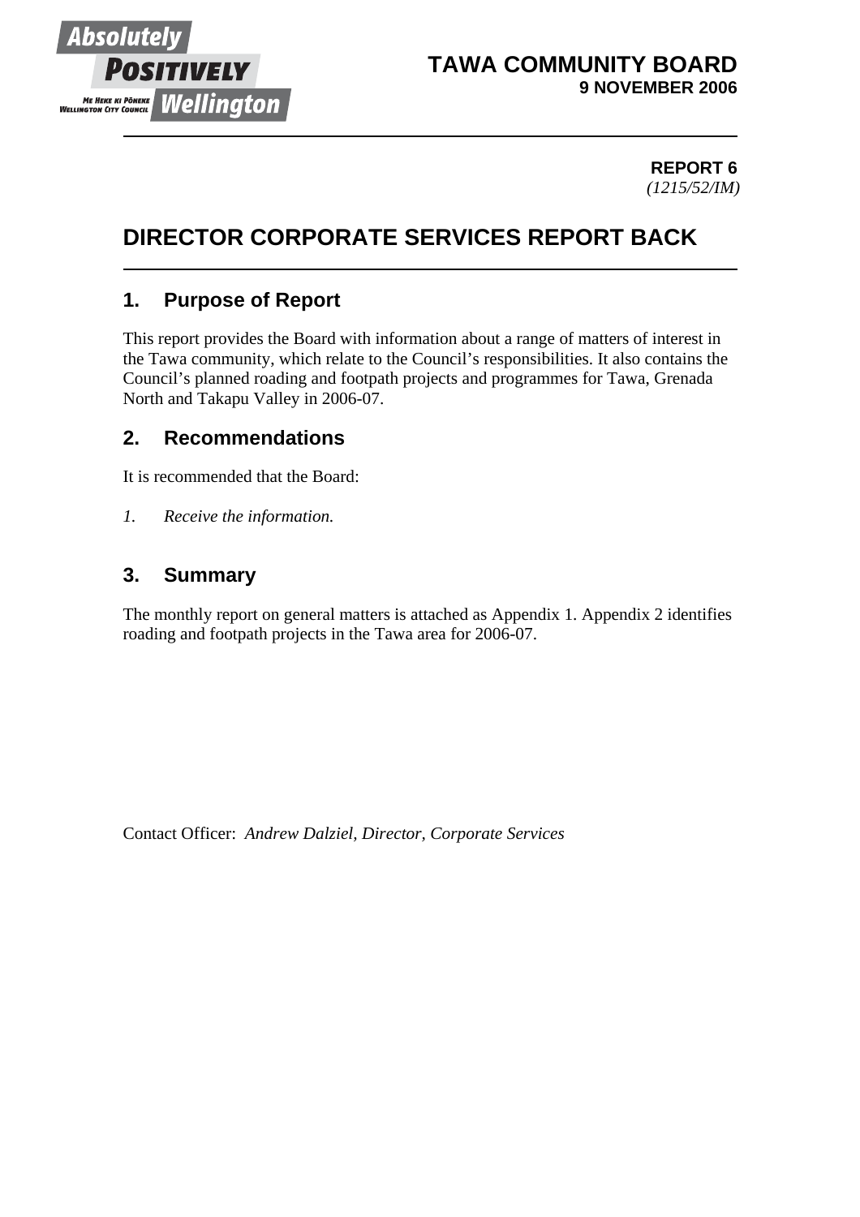**TAWA COMMUNITY BOARD**
**9 NOVEMBER 2006**

**REPORT 6**
*(1215/52/IM)*

# DIRECTOR CORPORATE SERVICES REPORT BACK

## 1. Purpose of Report

This report provides the Board with information about a range of matters of interest in the Tawa community, which relate to the Council's responsibilities. It also contains the Council's planned roading and footpath projects and programmes for Tawa, Grenada North and Takapu Valley in 2006-07.

## 2. Recommendations

It is recommended that the Board:

*1. Receive the information.*

## 3. Summary

The monthly report on general matters is attached as Appendix 1. Appendix 2 identifies roading and footpath projects in the Tawa area for 2006-07.

Contact Officer: *Andrew Dalziel, Director, Corporate Services*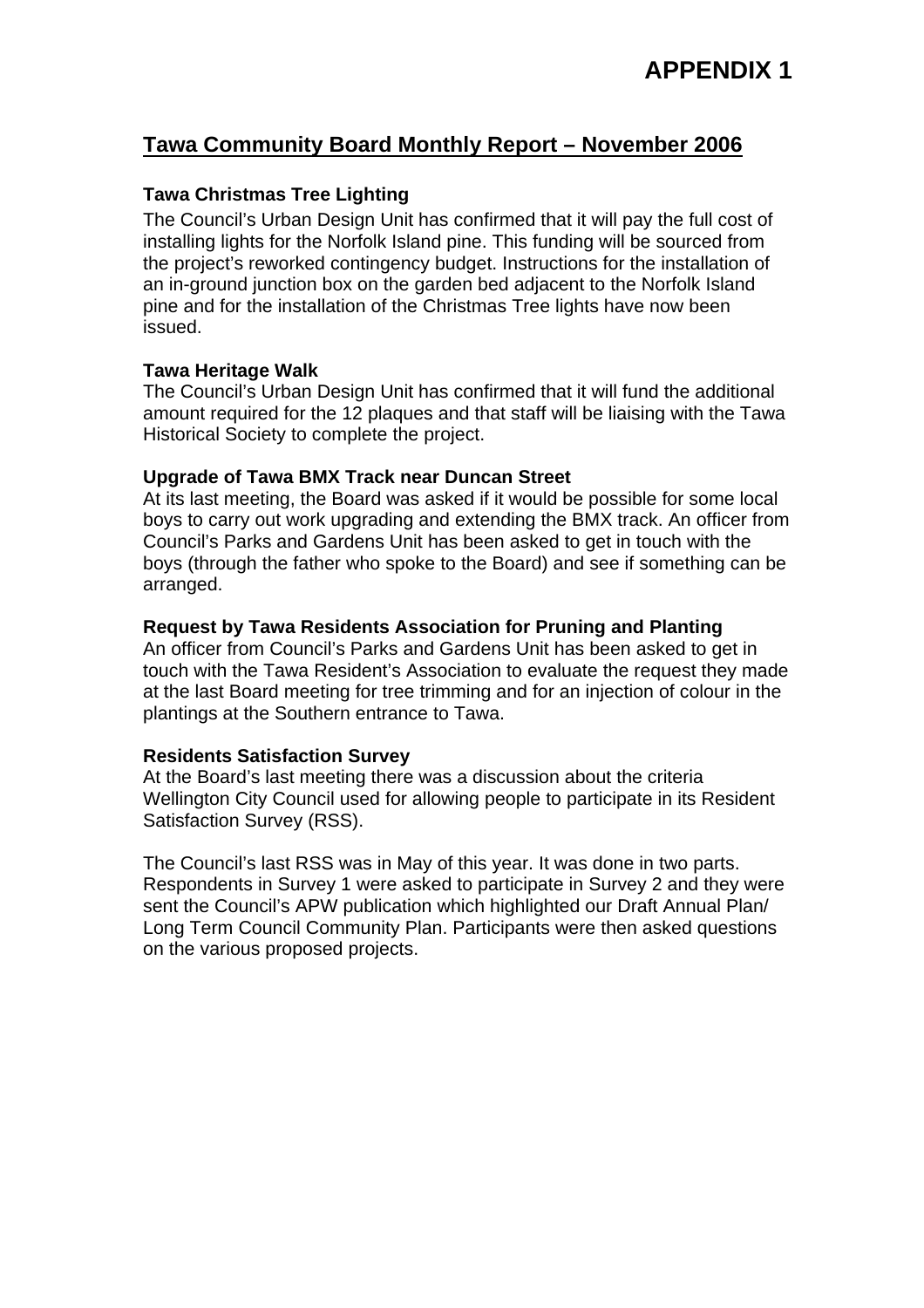# APPENDIX 1

## Tawa Community Board Monthly Report – November 2006

**Tawa Christmas Tree Lighting**

The Council's Urban Design Unit has confirmed that it will pay the full cost of installing lights for the Norfolk Island pine. This funding will be sourced from the project's reworked contingency budget. Instructions for the installation of an in-ground junction box on the garden bed adjacent to the Norfolk Island pine and for the installation of the Christmas Tree lights have now been issued.

**Tawa Heritage Walk**

The Council's Urban Design Unit has confirmed that it will fund the additional amount required for the 12 plaques and that staff will be liaising with the Tawa Historical Society to complete the project.

**Upgrade of Tawa BMX Track near Duncan Street**

At its last meeting, the Board was asked if it would be possible for some local boys to carry out work upgrading and extending the BMX track. An officer from Council's Parks and Gardens Unit has been asked to get in touch with the boys (through the father who spoke to the Board) and see if something can be arranged.

**Request by Tawa Residents Association for Pruning and Planting**

An officer from Council's Parks and Gardens Unit has been asked to get in touch with the Tawa Resident's Association to evaluate the request they made at the last Board meeting for tree trimming and for an injection of colour in the plantings at the Southern entrance to Tawa.

**Residents Satisfaction Survey**

At the Board's last meeting there was a discussion about the criteria Wellington City Council used for allowing people to participate in its Resident Satisfaction Survey (RSS).

The Council's last RSS was in May of this year. It was done in two parts. Respondents in Survey 1 were asked to participate in Survey 2 and they were sent the Council's APW publication which highlighted our Draft Annual Plan/ Long Term Council Community Plan. Participants were then asked questions on the various proposed projects.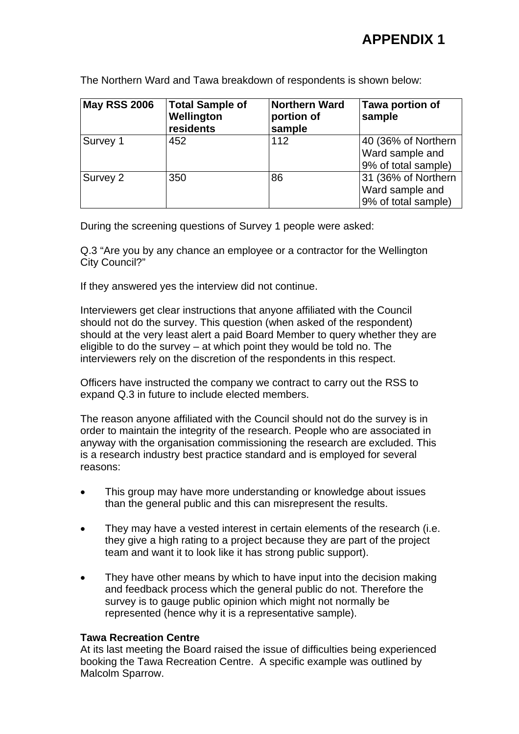# APPENDIX 1

The Northern Ward and Tawa breakdown of respondents is shown below:

| May RSS 2006 | Total Sample of Wellington residents | Northern Ward portion of sample | Tawa portion of sample |
| --- | --- | --- | --- |
| Survey 1 | 452 | 112 | 40 (36% of Northern Ward sample and 9% of total sample) |
| Survey 2 | 350 | 86 | 31 (36% of Northern Ward sample and 9% of total sample) |

During the screening questions of Survey 1 people were asked:

Q.3 "Are you by any chance an employee or a contractor for the Wellington City Council?"

If they answered yes the interview did not continue.

Interviewers get clear instructions that anyone affiliated with the Council should not do the survey. This question (when asked of the respondent) should at the very least alert a paid Board Member to query whether they are eligible to do the survey – at which point they would be told no. The interviewers rely on the discretion of the respondents in this respect.

Officers have instructed the company we contract to carry out the RSS to expand Q.3 in future to include elected members.

The reason anyone affiliated with the Council should not do the survey is in order to maintain the integrity of the research. People who are associated in anyway with the organisation commissioning the research are excluded. This is a research industry best practice standard and is employed for several reasons:

- This group may have more understanding or knowledge about issues than the general public and this can misrepresent the results.
- They may have a vested interest in certain elements of the research (i.e. they give a high rating to a project because they are part of the project team and want it to look like it has strong public support).
- They have other means by which to have input into the decision making and feedback process which the general public do not. Therefore the survey is to gauge public opinion which might not normally be represented (hence why it is a representative sample).

**Tawa Recreation Centre**

At its last meeting the Board raised the issue of difficulties being experienced booking the Tawa Recreation Centre. A specific example was outlined by Malcolm Sparrow.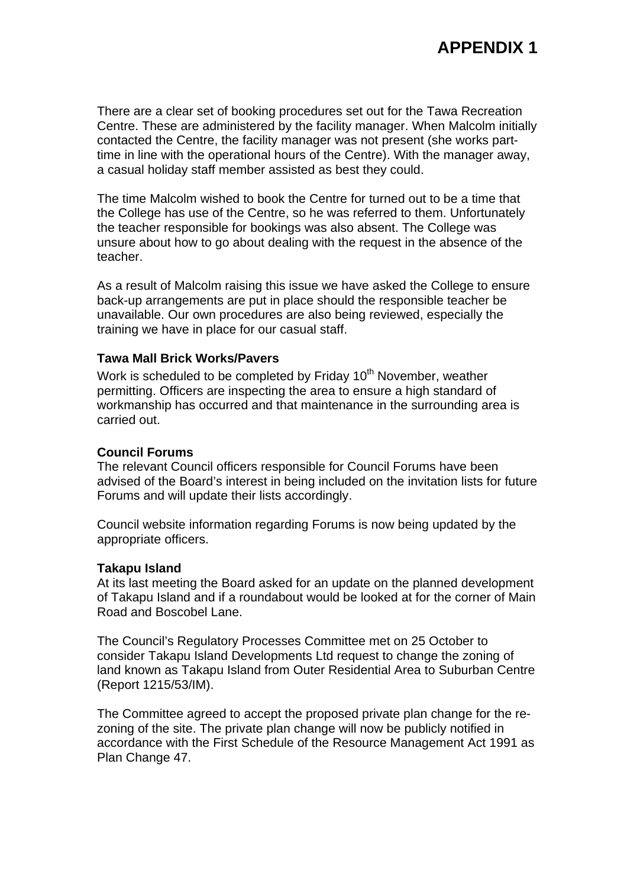# APPENDIX 1

There are a clear set of booking procedures set out for the Tawa Recreation Centre. These are administered by the facility manager. When Malcolm initially contacted the Centre, the facility manager was not present (she works part-time in line with the operational hours of the Centre). With the manager away, a casual holiday staff member assisted as best they could.

The time Malcolm wished to book the Centre for turned out to be a time that the College has use of the Centre, so he was referred to them. Unfortunately the teacher responsible for bookings was also absent. The College was unsure about how to go about dealing with the request in the absence of the teacher.

As a result of Malcolm raising this issue we have asked the College to ensure back-up arrangements are put in place should the responsible teacher be unavailable. Our own procedures are also being reviewed, especially the training we have in place for our casual staff.

**Tawa Mall Brick Works/Pavers**

Work is scheduled to be completed by Friday 10th November, weather permitting. Officers are inspecting the area to ensure a high standard of workmanship has occurred and that maintenance in the surrounding area is carried out.

**Council Forums**

The relevant Council officers responsible for Council Forums have been advised of the Board's interest in being included on the invitation lists for future Forums and will update their lists accordingly.

Council website information regarding Forums is now being updated by the appropriate officers.

**Takapu Island**

At its last meeting the Board asked for an update on the planned development of Takapu Island and if a roundabout would be looked at for the corner of Main Road and Boscobel Lane.

The Council's Regulatory Processes Committee met on 25 October to consider Takapu Island Developments Ltd request to change the zoning of land known as Takapu Island from Outer Residential Area to Suburban Centre (Report 1215/53/IM).

The Committee agreed to accept the proposed private plan change for the re-zoning of the site. The private plan change will now be publicly notified in accordance with the First Schedule of the Resource Management Act 1991 as Plan Change 47.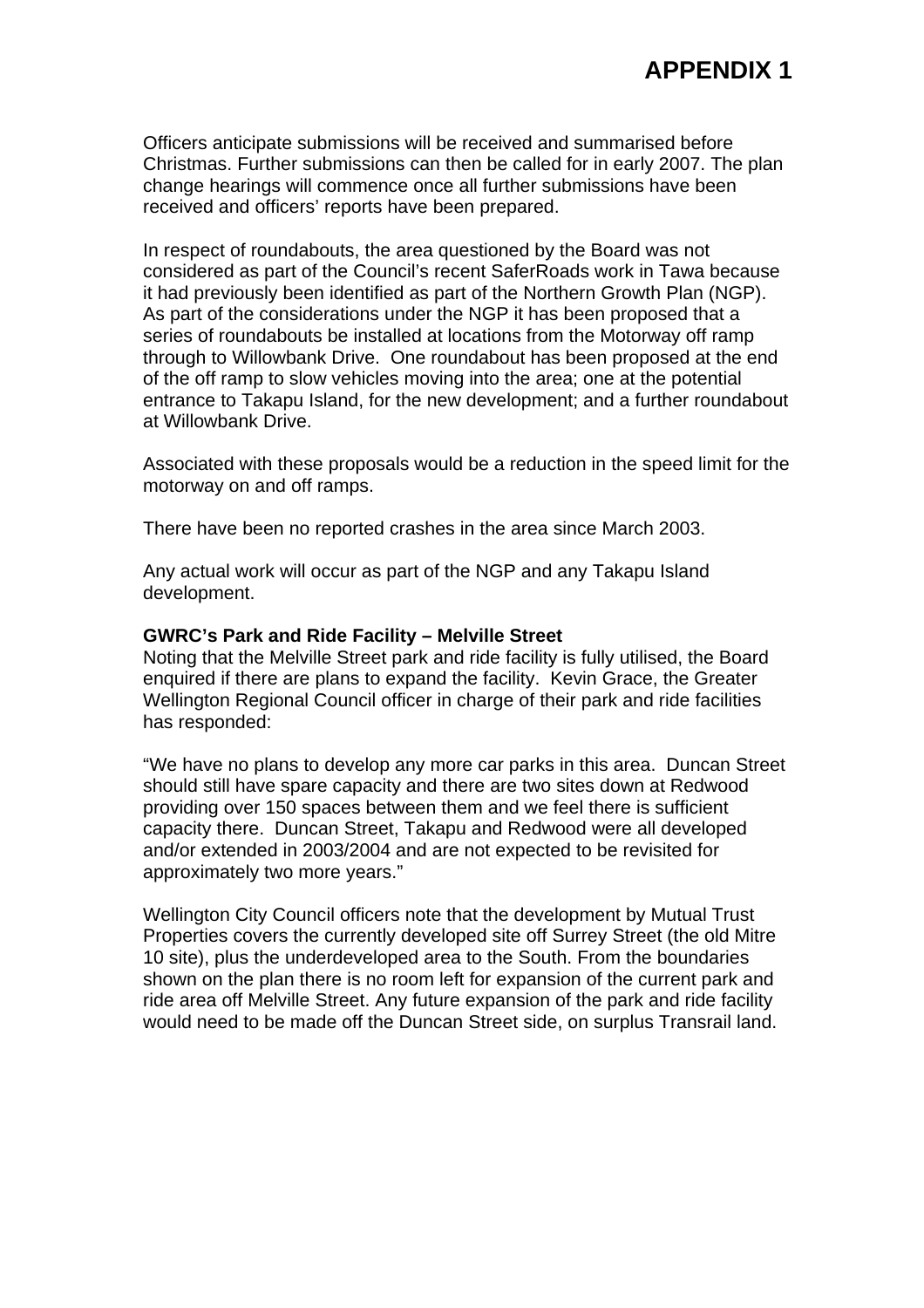# APPENDIX 1

Officers anticipate submissions will be received and summarised before Christmas. Further submissions can then be called for in early 2007. The plan change hearings will commence once all further submissions have been received and officers' reports have been prepared.

In respect of roundabouts, the area questioned by the Board was not considered as part of the Council's recent SaferRoads work in Tawa because it had previously been identified as part of the Northern Growth Plan (NGP). As part of the considerations under the NGP it has been proposed that a series of roundabouts be installed at locations from the Motorway off ramp through to Willowbank Drive. One roundabout has been proposed at the end of the off ramp to slow vehicles moving into the area; one at the potential entrance to Takapu Island, for the new development; and a further roundabout at Willowbank Drive.

Associated with these proposals would be a reduction in the speed limit for the motorway on and off ramps.

There have been no reported crashes in the area since March 2003.

Any actual work will occur as part of the NGP and any Takapu Island development.

**GWRC's Park and Ride Facility – Melville Street**

Noting that the Melville Street park and ride facility is fully utilised, the Board enquired if there are plans to expand the facility. Kevin Grace, the Greater Wellington Regional Council officer in charge of their park and ride facilities has responded:

"We have no plans to develop any more car parks in this area. Duncan Street should still have spare capacity and there are two sites down at Redwood providing over 150 spaces between them and we feel there is sufficient capacity there. Duncan Street, Takapu and Redwood were all developed and/or extended in 2003/2004 and are not expected to be revisited for approximately two more years."

Wellington City Council officers note that the development by Mutual Trust Properties covers the currently developed site off Surrey Street (the old Mitre 10 site), plus the underdeveloped area to the South. From the boundaries shown on the plan there is no room left for expansion of the current park and ride area off Melville Street. Any future expansion of the park and ride facility would need to be made off the Duncan Street side, on surplus Transrail land.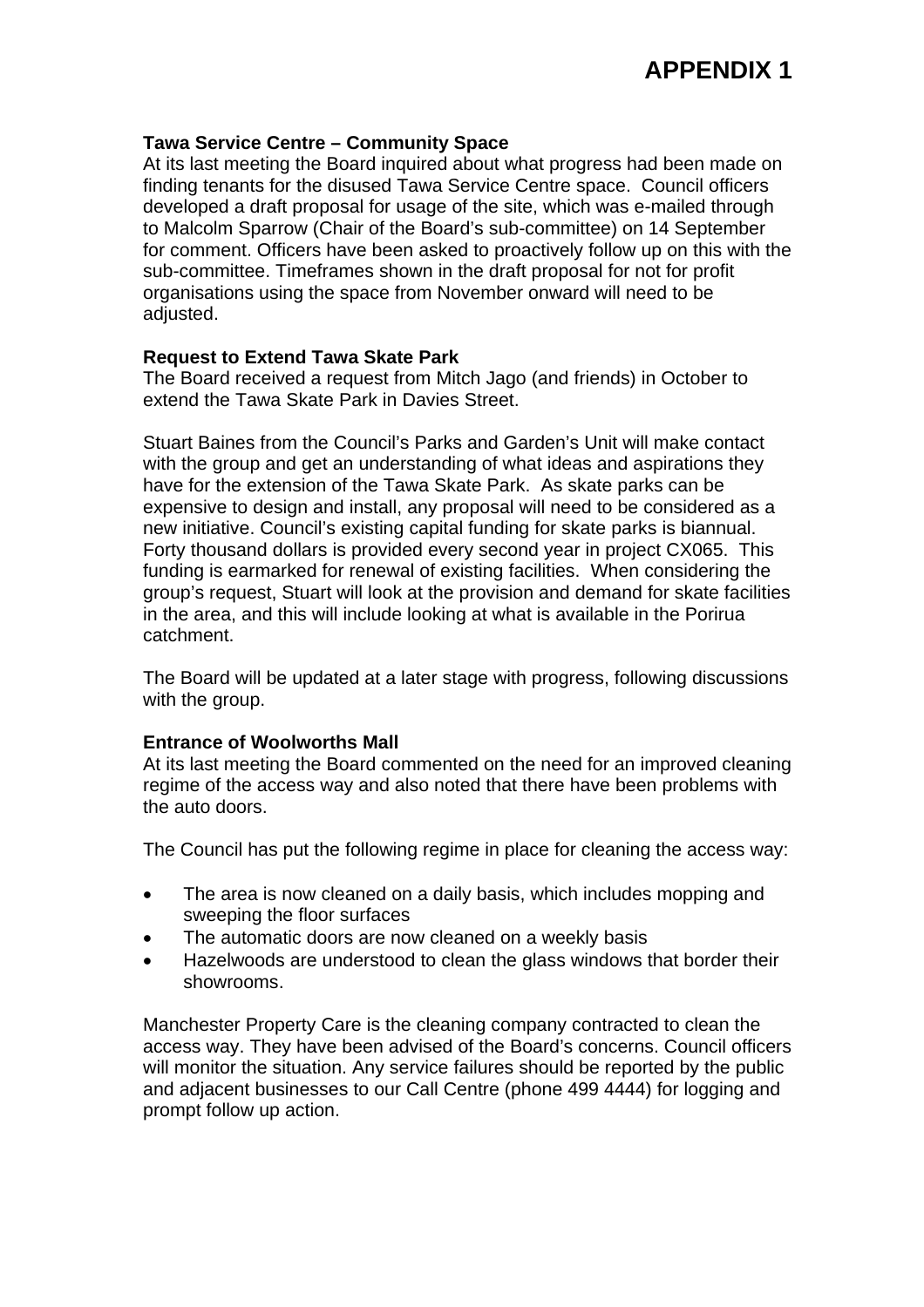# APPENDIX 1

**Tawa Service Centre – Community Space**

At its last meeting the Board inquired about what progress had been made on finding tenants for the disused Tawa Service Centre space. Council officers developed a draft proposal for usage of the site, which was e-mailed through to Malcolm Sparrow (Chair of the Board's sub-committee) on 14 September for comment. Officers have been asked to proactively follow up on this with the sub-committee. Timeframes shown in the draft proposal for not for profit organisations using the space from November onward will need to be adjusted.

**Request to Extend Tawa Skate Park**

The Board received a request from Mitch Jago (and friends) in October to extend the Tawa Skate Park in Davies Street.

Stuart Baines from the Council's Parks and Garden's Unit will make contact with the group and get an understanding of what ideas and aspirations they have for the extension of the Tawa Skate Park. As skate parks can be expensive to design and install, any proposal will need to be considered as a new initiative. Council's existing capital funding for skate parks is biannual. Forty thousand dollars is provided every second year in project CX065. This funding is earmarked for renewal of existing facilities. When considering the group's request, Stuart will look at the provision and demand for skate facilities in the area, and this will include looking at what is available in the Porirua catchment.

The Board will be updated at a later stage with progress, following discussions with the group.

**Entrance of Woolworths Mall**

At its last meeting the Board commented on the need for an improved cleaning regime of the access way and also noted that there have been problems with the auto doors.

The Council has put the following regime in place for cleaning the access way:

- The area is now cleaned on a daily basis, which includes mopping and sweeping the floor surfaces
- The automatic doors are now cleaned on a weekly basis
- Hazelwoods are understood to clean the glass windows that border their showrooms.

Manchester Property Care is the cleaning company contracted to clean the access way. They have been advised of the Board's concerns. Council officers will monitor the situation. Any service failures should be reported by the public and adjacent businesses to our Call Centre (phone 499 4444) for logging and prompt follow up action.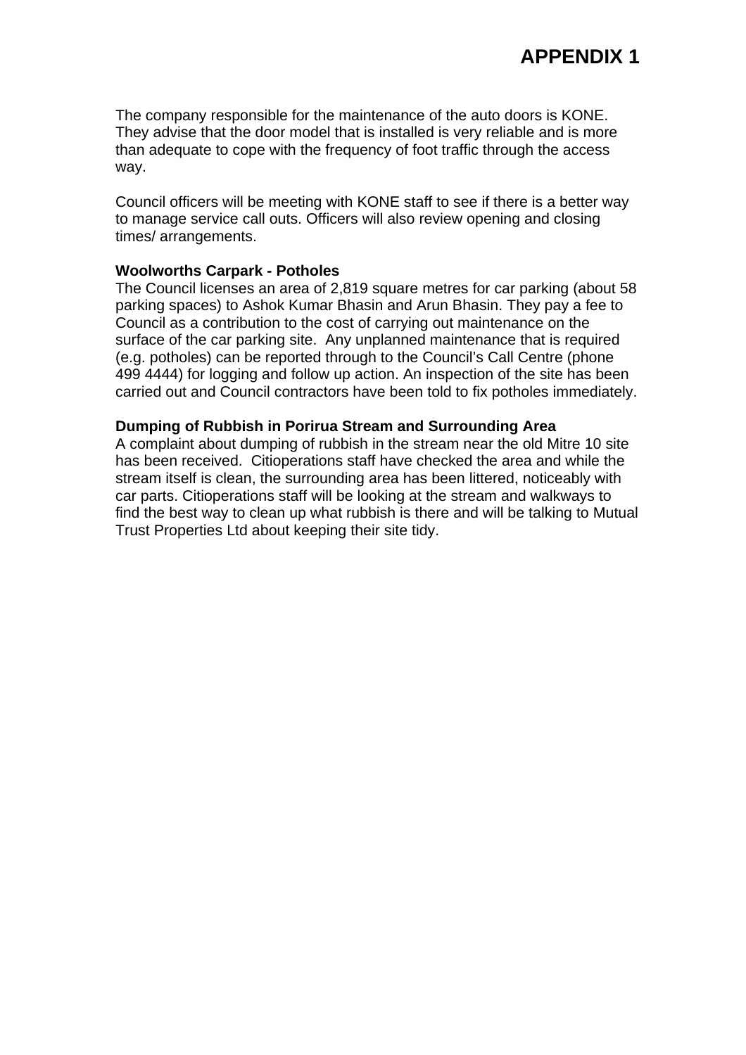# APPENDIX 1

The company responsible for the maintenance of the auto doors is KONE. They advise that the door model that is installed is very reliable and is more than adequate to cope with the frequency of foot traffic through the access way.

Council officers will be meeting with KONE staff to see if there is a better way to manage service call outs. Officers will also review opening and closing times/ arrangements.

**Woolworths Carpark - Potholes**

The Council licenses an area of 2,819 square metres for car parking (about 58 parking spaces) to Ashok Kumar Bhasin and Arun Bhasin. They pay a fee to Council as a contribution to the cost of carrying out maintenance on the surface of the car parking site. Any unplanned maintenance that is required (e.g. potholes) can be reported through to the Council's Call Centre (phone 499 4444) for logging and follow up action. An inspection of the site has been carried out and Council contractors have been told to fix potholes immediately.

**Dumping of Rubbish in Porirua Stream and Surrounding Area**

A complaint about dumping of rubbish in the stream near the old Mitre 10 site has been received. Citioperations staff have checked the area and while the stream itself is clean, the surrounding area has been littered, noticeably with car parts. Citioperations staff will be looking at the stream and walkways to find the best way to clean up what rubbish is there and will be talking to Mutual Trust Properties Ltd about keeping their site tidy.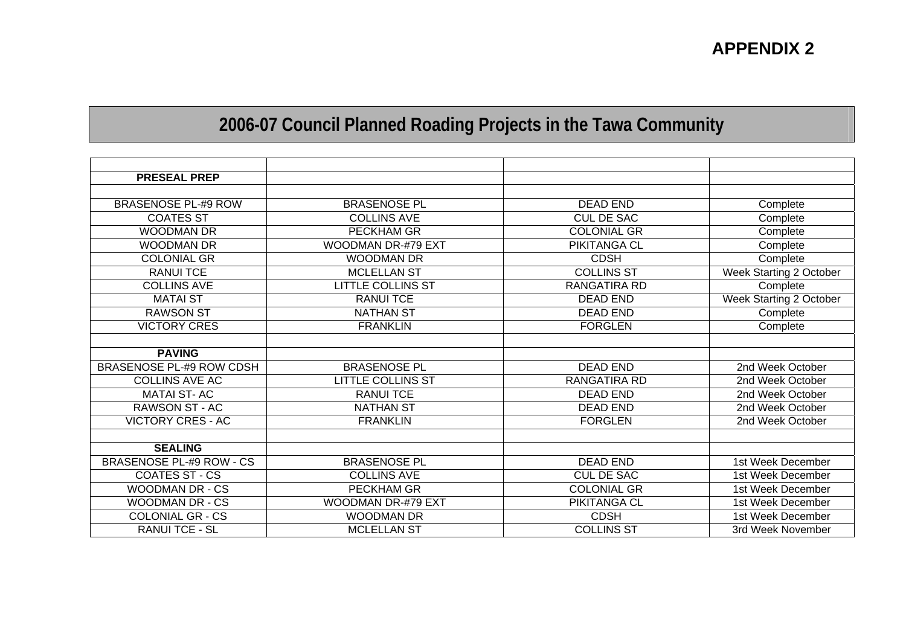# APPENDIX 2

## 2006-07 Council Planned Roading Projects in the Tawa Community

| | | | |
|---|---|---|---|
| **PRESEAL PREP** | | | |
| | | | |
| BRASENOSE PL-#9 ROW | BRASENOSE PL | DEAD END | Complete |
| COATES ST | COLLINS AVE | CUL DE SAC | Complete |
| WOODMAN DR | PECKHAM GR | COLONIAL GR | Complete |
| WOODMAN DR | WOODMAN DR-#79 EXT | PIKITANGA CL | Complete |
| COLONIAL GR | WOODMAN DR | CDSH | Complete |
| RANUI TCE | MCLELLAN ST | COLLINS ST | Week Starting 2 October |
| COLLINS AVE | LITTLE COLLINS ST | RANGATIRA RD | Complete |
| MATAI ST | RANUI TCE | DEAD END | Week Starting 2 October |
| RAWSON ST | NATHAN ST | DEAD END | Complete |
| VICTORY CRES | FRANKLIN | FORGLEN | Complete |
| | | | |
| **PAVING** | | | |
| BRASENOSE PL-#9 ROW CDSH | BRASENOSE PL | DEAD END | 2nd Week October |
| COLLINS AVE AC | LITTLE COLLINS ST | RANGATIRA RD | 2nd Week October |
| MATAI ST- AC | RANUI TCE | DEAD END | 2nd Week October |
| RAWSON ST - AC | NATHAN ST | DEAD END | 2nd Week October |
| VICTORY CRES - AC | FRANKLIN | FORGLEN | 2nd Week October |
| | | | |
| **SEALING** | | | |
| BRASENOSE PL-#9 ROW - CS | BRASENOSE PL | DEAD END | 1st Week December |
| COATES ST - CS | COLLINS AVE | CUL DE SAC | 1st Week December |
| WOODMAN DR - CS | PECKHAM GR | COLONIAL GR | 1st Week December |
| WOODMAN DR - CS | WOODMAN DR-#79 EXT | PIKITANGA CL | 1st Week December |
| COLONIAL GR - CS | WOODMAN DR | CDSH | 1st Week December |
| RANUI TCE - SL | MCLELLAN ST | COLLINS ST | 3rd Week November |